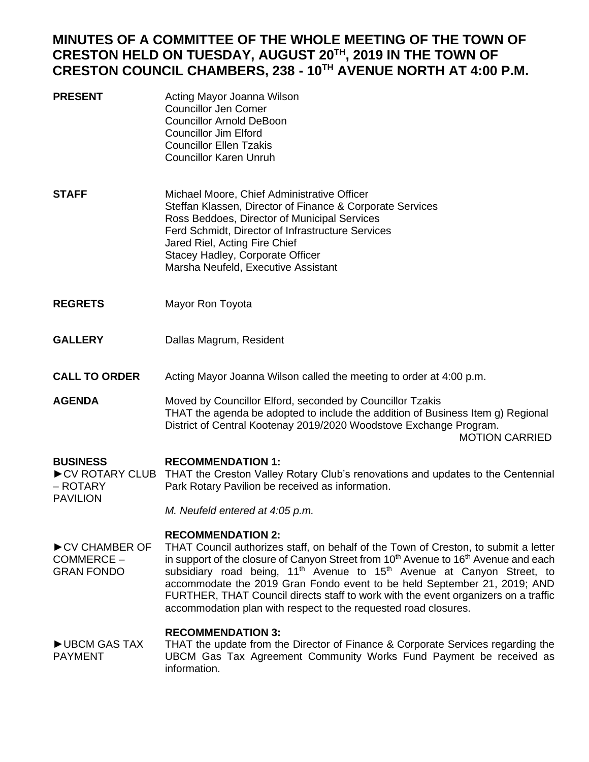# MINUTES OF A COMMITTEE OF THE WHOLE MEETING OF THE TOWN OF CRESTON HELD ON TUESDAY, AUGUST 20TH, 2019 IN THE TOWN OF CRESTON COUNCIL CHAMBERS, 238 - 10TH AVENUE NORTH AT 4:00 P.M.

**PRESENT**
Acting Mayor Joanna Wilson
Councillor Jen Comer
Councillor Arnold DeBoon
Councillor Jim Elford
Councillor Ellen Tzakis
Councillor Karen Unruh

**STAFF**
Michael Moore, Chief Administrative Officer
Steffan Klassen, Director of Finance & Corporate Services
Ross Beddoes, Director of Municipal Services
Ferd Schmidt, Director of Infrastructure Services
Jared Riel, Acting Fire Chief
Stacey Hadley, Corporate Officer
Marsha Neufeld, Executive Assistant

**REGRETS**
Mayor Ron Toyota

**GALLERY**
Dallas Magrum, Resident

**CALL TO ORDER**
Acting Mayor Joanna Wilson called the meeting to order at 4:00 p.m.

**AGENDA**
Moved by Councillor Elford, seconded by Councillor Tzakis
THAT the agenda be adopted to include the addition of Business Item g) Regional District of Central Kootenay 2019/2020 Woodstove Exchange Program.

MOTION CARRIED

**BUSINESS**

►CV ROTARY CLUB – ROTARY PAVILION

**RECOMMENDATION 1:**
THAT the Creston Valley Rotary Club's renovations and updates to the Centennial Park Rotary Pavilion be received as information.

*M. Neufeld entered at 4:05 p.m.*

►CV CHAMBER OF COMMERCE – GRAN FONDO

**RECOMMENDATION 2:**
THAT Council authorizes staff, on behalf of the Town of Creston, to submit a letter in support of the closure of Canyon Street from 10th Avenue to 16th Avenue and each subsidiary road being, 11th Avenue to 15th Avenue at Canyon Street, to accommodate the 2019 Gran Fondo event to be held September 21, 2019; AND FURTHER, THAT Council directs staff to work with the event organizers on a traffic accommodation plan with respect to the requested road closures.

►UBCM GAS TAX PAYMENT

**RECOMMENDATION 3:**
THAT the update from the Director of Finance & Corporate Services regarding the UBCM Gas Tax Agreement Community Works Fund Payment be received as information.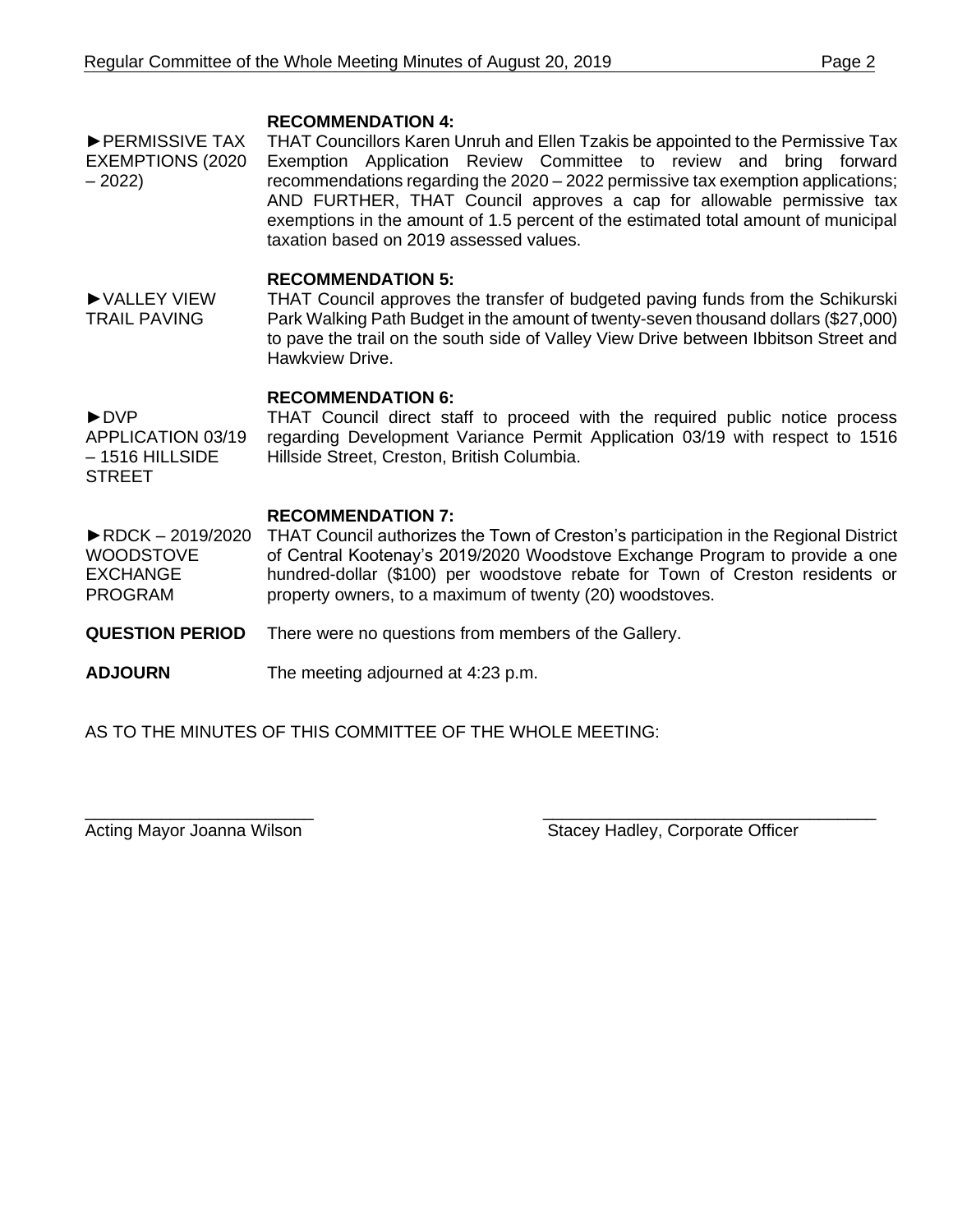**RECOMMENDATION 4:**

►PERMISSIVE TAX EXEMPTIONS (2020 – 2022)

THAT Councillors Karen Unruh and Ellen Tzakis be appointed to the Permissive Tax Exemption Application Review Committee to review and bring forward recommendations regarding the 2020 – 2022 permissive tax exemption applications; AND FURTHER, THAT Council approves a cap for allowable permissive tax exemptions in the amount of 1.5 percent of the estimated total amount of municipal taxation based on 2019 assessed values.

**RECOMMENDATION 5:**

►VALLEY VIEW TRAIL PAVING

THAT Council approves the transfer of budgeted paving funds from the Schikurski Park Walking Path Budget in the amount of twenty-seven thousand dollars ($27,000) to pave the trail on the south side of Valley View Drive between Ibbitson Street and Hawkview Drive.

**RECOMMENDATION 6:**

►DVP APPLICATION 03/19 – 1516 HILLSIDE STREET

THAT Council direct staff to proceed with the required public notice process regarding Development Variance Permit Application 03/19 with respect to 1516 Hillside Street, Creston, British Columbia.

**RECOMMENDATION 7:**

►RDCK – 2019/2020 WOODSTOVE EXCHANGE PROGRAM

THAT Council authorizes the Town of Creston's participation in the Regional District of Central Kootenay's 2019/2020 Woodstove Exchange Program to provide a one hundred-dollar ($100) per woodstove rebate for Town of Creston residents or property owners, to a maximum of twenty (20) woodstoves.

**QUESTION PERIOD** There were no questions from members of the Gallery.

**ADJOURN** The meeting adjourned at 4:23 p.m.

AS TO THE MINUTES OF THIS COMMITTEE OF THE WHOLE MEETING:

\_\_\_\_\_\_\_\_\_\_\_\_\_\_\_\_\_\_\_\_\_\_\_\_\_
Acting Mayor Joanna Wilson

\_\_\_\_\_\_\_\_\_\_\_\_\_\_\_\_\_\_\_\_\_\_\_\_\_
Stacey Hadley, Corporate Officer